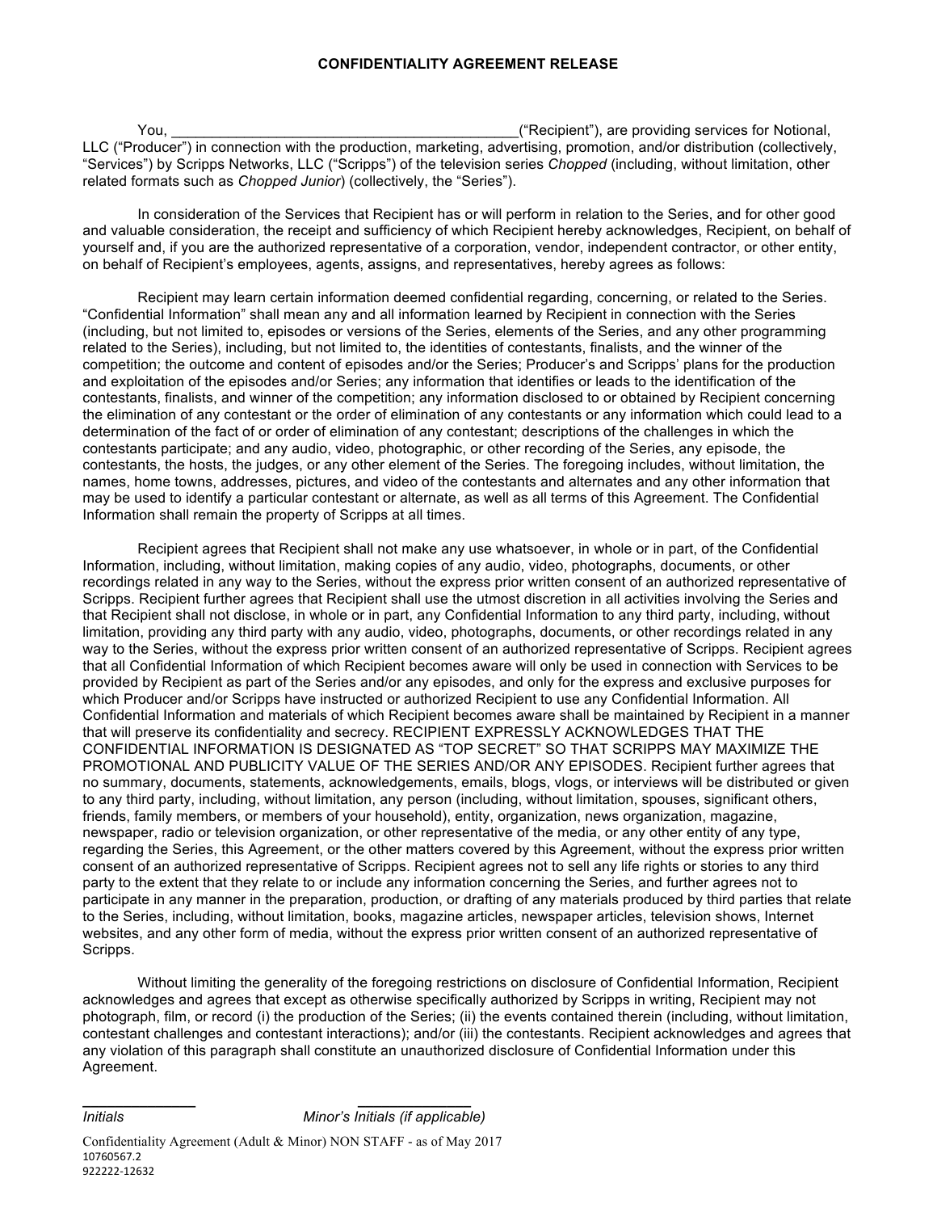# CONFIDENTIALITY AGREEMENT RELEASE

You, ____________________________________________("Recipient"), are providing services for Notional, LLC ("Producer") in connection with the production, marketing, advertising, promotion, and/or distribution (collectively, "Services") by Scripps Networks, LLC ("Scripps") of the television series *Chopped* (including, without limitation, other related formats such as *Chopped Junior*) (collectively, the "Series").

In consideration of the Services that Recipient has or will perform in relation to the Series, and for other good and valuable consideration, the receipt and sufficiency of which Recipient hereby acknowledges, Recipient, on behalf of yourself and, if you are the authorized representative of a corporation, vendor, independent contractor, or other entity, on behalf of Recipient's employees, agents, assigns, and representatives, hereby agrees as follows:

Recipient may learn certain information deemed confidential regarding, concerning, or related to the Series. "Confidential Information" shall mean any and all information learned by Recipient in connection with the Series (including, but not limited to, episodes or versions of the Series, elements of the Series, and any other programming related to the Series), including, but not limited to, the identities of contestants, finalists, and the winner of the competition; the outcome and content of episodes and/or the Series; Producer's and Scripps' plans for the production and exploitation of the episodes and/or Series; any information that identifies or leads to the identification of the contestants, finalists, and winner of the competition; any information disclosed to or obtained by Recipient concerning the elimination of any contestant or the order of elimination of any contestants or any information which could lead to a determination of the fact of or order of elimination of any contestant; descriptions of the challenges in which the contestants participate; and any audio, video, photographic, or other recording of the Series, any episode, the contestants, the hosts, the judges, or any other element of the Series. The foregoing includes, without limitation, the names, home towns, addresses, pictures, and video of the contestants and alternates and any other information that may be used to identify a particular contestant or alternate, as well as all terms of this Agreement. The Confidential Information shall remain the property of Scripps at all times.

Recipient agrees that Recipient shall not make any use whatsoever, in whole or in part, of the Confidential Information, including, without limitation, making copies of any audio, video, photographs, documents, or other recordings related in any way to the Series, without the express prior written consent of an authorized representative of Scripps. Recipient further agrees that Recipient shall use the utmost discretion in all activities involving the Series and that Recipient shall not disclose, in whole or in part, any Confidential Information to any third party, including, without limitation, providing any third party with any audio, video, photographs, documents, or other recordings related in any way to the Series, without the express prior written consent of an authorized representative of Scripps. Recipient agrees that all Confidential Information of which Recipient becomes aware will only be used in connection with Services to be provided by Recipient as part of the Series and/or any episodes, and only for the express and exclusive purposes for which Producer and/or Scripps have instructed or authorized Recipient to use any Confidential Information. All Confidential Information and materials of which Recipient becomes aware shall be maintained by Recipient in a manner that will preserve its confidentiality and secrecy. RECIPIENT EXPRESSLY ACKNOWLEDGES THAT THE CONFIDENTIAL INFORMATION IS DESIGNATED AS "TOP SECRET" SO THAT SCRIPPS MAY MAXIMIZE THE PROMOTIONAL AND PUBLICITY VALUE OF THE SERIES AND/OR ANY EPISODES. Recipient further agrees that no summary, documents, statements, acknowledgements, emails, blogs, vlogs, or interviews will be distributed or given to any third party, including, without limitation, any person (including, without limitation, spouses, significant others, friends, family members, or members of your household), entity, organization, news organization, magazine, newspaper, radio or television organization, or other representative of the media, or any other entity of any type, regarding the Series, this Agreement, or the other matters covered by this Agreement, without the express prior written consent of an authorized representative of Scripps. Recipient agrees not to sell any life rights or stories to any third party to the extent that they relate to or include any information concerning the Series, and further agrees not to participate in any manner in the preparation, production, or drafting of any materials produced by third parties that relate to the Series, including, without limitation, books, magazine articles, newspaper articles, television shows, Internet websites, and any other form of media, without the express prior written consent of an authorized representative of Scripps.

Without limiting the generality of the foregoing restrictions on disclosure of Confidential Information, Recipient acknowledges and agrees that except as otherwise specifically authorized by Scripps in writing, Recipient may not photograph, film, or record (i) the production of the Series; (ii) the events contained therein (including, without limitation, contestant challenges and contestant interactions); and/or (iii) the contestants. Recipient acknowledges and agrees that any violation of this paragraph shall constitute an unauthorized disclosure of Confidential Information under this Agreement.

______________ ______________

*Initials* *Minor's Initials (if applicable)*

Confidentiality Agreement (Adult & Minor) NON STAFF - as of May 2017
10760567.2
922222-12632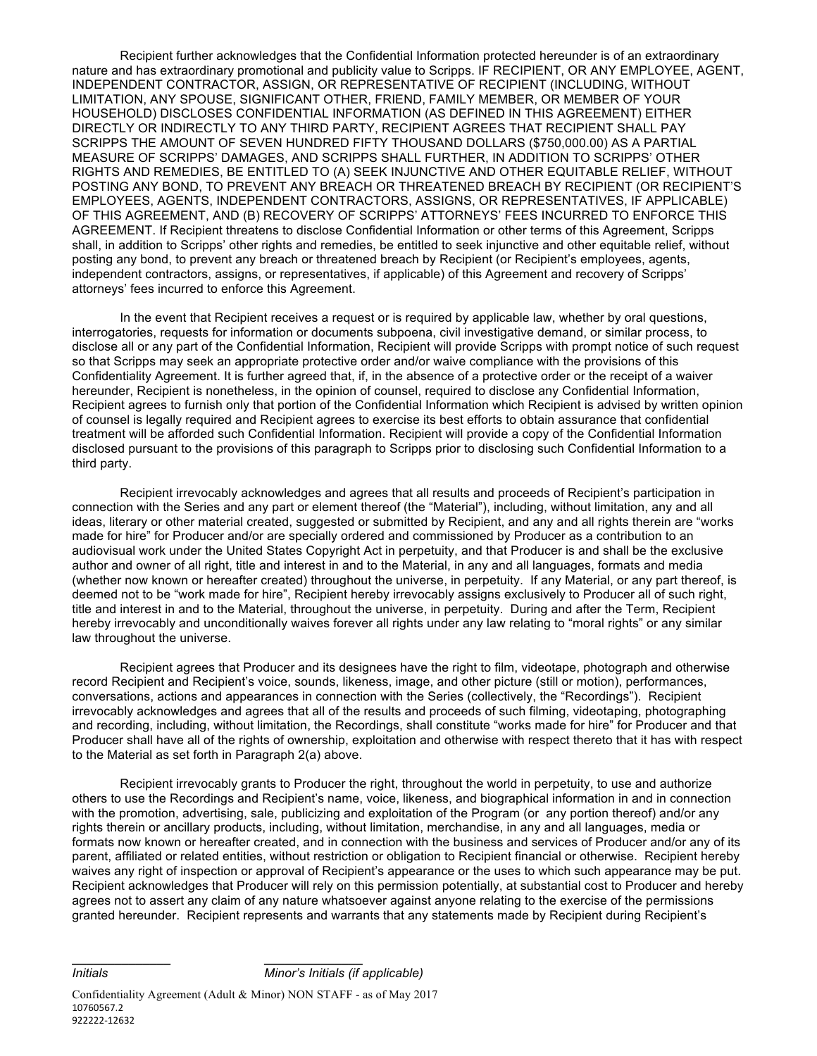Recipient further acknowledges that the Confidential Information protected hereunder is of an extraordinary nature and has extraordinary promotional and publicity value to Scripps. IF RECIPIENT, OR ANY EMPLOYEE, AGENT, INDEPENDENT CONTRACTOR, ASSIGN, OR REPRESENTATIVE OF RECIPIENT (INCLUDING, WITHOUT LIMITATION, ANY SPOUSE, SIGNIFICANT OTHER, FRIEND, FAMILY MEMBER, OR MEMBER OF YOUR HOUSEHOLD) DISCLOSES CONFIDENTIAL INFORMATION (AS DEFINED IN THIS AGREEMENT) EITHER DIRECTLY OR INDIRECTLY TO ANY THIRD PARTY, RECIPIENT AGREES THAT RECIPIENT SHALL PAY SCRIPPS THE AMOUNT OF SEVEN HUNDRED FIFTY THOUSAND DOLLARS ($750,000.00) AS A PARTIAL MEASURE OF SCRIPPS' DAMAGES, AND SCRIPPS SHALL FURTHER, IN ADDITION TO SCRIPPS' OTHER RIGHTS AND REMEDIES, BE ENTITLED TO (A) SEEK INJUNCTIVE AND OTHER EQUITABLE RELIEF, WITHOUT POSTING ANY BOND, TO PREVENT ANY BREACH OR THREATENED BREACH BY RECIPIENT (OR RECIPIENT'S EMPLOYEES, AGENTS, INDEPENDENT CONTRACTORS, ASSIGNS, OR REPRESENTATIVES, IF APPLICABLE) OF THIS AGREEMENT, AND (B) RECOVERY OF SCRIPPS' ATTORNEYS' FEES INCURRED TO ENFORCE THIS AGREEMENT. If Recipient threatens to disclose Confidential Information or other terms of this Agreement, Scripps shall, in addition to Scripps' other rights and remedies, be entitled to seek injunctive and other equitable relief, without posting any bond, to prevent any breach or threatened breach by Recipient (or Recipient's employees, agents, independent contractors, assigns, or representatives, if applicable) of this Agreement and recovery of Scripps' attorneys' fees incurred to enforce this Agreement.

In the event that Recipient receives a request or is required by applicable law, whether by oral questions, interrogatories, requests for information or documents subpoena, civil investigative demand, or similar process, to disclose all or any part of the Confidential Information, Recipient will provide Scripps with prompt notice of such request so that Scripps may seek an appropriate protective order and/or waive compliance with the provisions of this Confidentiality Agreement. It is further agreed that, if, in the absence of a protective order or the receipt of a waiver hereunder, Recipient is nonetheless, in the opinion of counsel, required to disclose any Confidential Information, Recipient agrees to furnish only that portion of the Confidential Information which Recipient is advised by written opinion of counsel is legally required and Recipient agrees to exercise its best efforts to obtain assurance that confidential treatment will be afforded such Confidential Information. Recipient will provide a copy of the Confidential Information disclosed pursuant to the provisions of this paragraph to Scripps prior to disclosing such Confidential Information to a third party.

Recipient irrevocably acknowledges and agrees that all results and proceeds of Recipient's participation in connection with the Series and any part or element thereof (the "Material"), including, without limitation, any and all ideas, literary or other material created, suggested or submitted by Recipient, and any and all rights therein are "works made for hire" for Producer and/or are specially ordered and commissioned by Producer as a contribution to an audiovisual work under the United States Copyright Act in perpetuity, and that Producer is and shall be the exclusive author and owner of all right, title and interest in and to the Material, in any and all languages, formats and media (whether now known or hereafter created) throughout the universe, in perpetuity. If any Material, or any part thereof, is deemed not to be "work made for hire", Recipient hereby irrevocably assigns exclusively to Producer all of such right, title and interest in and to the Material, throughout the universe, in perpetuity. During and after the Term, Recipient hereby irrevocably and unconditionally waives forever all rights under any law relating to "moral rights" or any similar law throughout the universe.

Recipient agrees that Producer and its designees have the right to film, videotape, photograph and otherwise record Recipient and Recipient's voice, sounds, likeness, image, and other picture (still or motion), performances, conversations, actions and appearances in connection with the Series (collectively, the "Recordings"). Recipient irrevocably acknowledges and agrees that all of the results and proceeds of such filming, videotaping, photographing and recording, including, without limitation, the Recordings, shall constitute "works made for hire" for Producer and that Producer shall have all of the rights of ownership, exploitation and otherwise with respect thereto that it has with respect to the Material as set forth in Paragraph 2(a) above.

Recipient irrevocably grants to Producer the right, throughout the world in perpetuity, to use and authorize others to use the Recordings and Recipient's name, voice, likeness, and biographical information in and in connection with the promotion, advertising, sale, publicizing and exploitation of the Program (or any portion thereof) and/or any rights therein or ancillary products, including, without limitation, merchandise, in any and all languages, media or formats now known or hereafter created, and in connection with the business and services of Producer and/or any of its parent, affiliated or related entities, without restriction or obligation to Recipient financial or otherwise. Recipient hereby waives any right of inspection or approval of Recipient's appearance or the uses to which such appearance may be put. Recipient acknowledges that Producer will rely on this permission potentially, at substantial cost to Producer and hereby agrees not to assert any claim of any nature whatsoever against anyone relating to the exercise of the permissions granted hereunder. Recipient represents and warrants that any statements made by Recipient during Recipient's

______________ ______________

*Initials* *Minor's Initials (if applicable)*

Confidentiality Agreement (Adult & Minor) NON STAFF - as of May 2017
10760567.2
922222-12632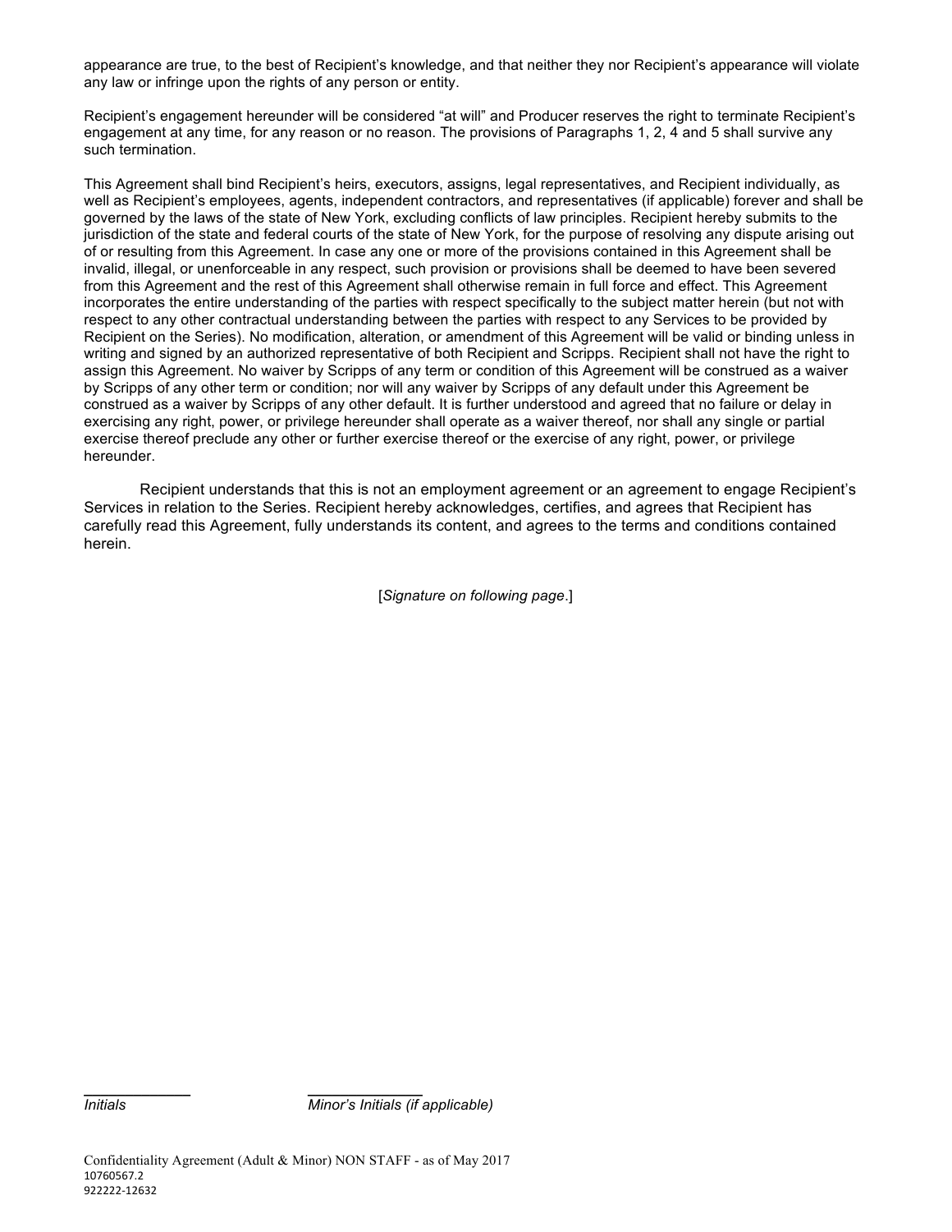appearance are true, to the best of Recipient's knowledge, and that neither they nor Recipient's appearance will violate any law or infringe upon the rights of any person or entity.

Recipient's engagement hereunder will be considered "at will" and Producer reserves the right to terminate Recipient's engagement at any time, for any reason or no reason. The provisions of Paragraphs 1, 2, 4 and 5 shall survive any such termination.

This Agreement shall bind Recipient's heirs, executors, assigns, legal representatives, and Recipient individually, as well as Recipient's employees, agents, independent contractors, and representatives (if applicable) forever and shall be governed by the laws of the state of New York, excluding conflicts of law principles. Recipient hereby submits to the jurisdiction of the state and federal courts of the state of New York, for the purpose of resolving any dispute arising out of or resulting from this Agreement. In case any one or more of the provisions contained in this Agreement shall be invalid, illegal, or unenforceable in any respect, such provision or provisions shall be deemed to have been severed from this Agreement and the rest of this Agreement shall otherwise remain in full force and effect. This Agreement incorporates the entire understanding of the parties with respect specifically to the subject matter herein (but not with respect to any other contractual understanding between the parties with respect to any Services to be provided by Recipient on the Series). No modification, alteration, or amendment of this Agreement will be valid or binding unless in writing and signed by an authorized representative of both Recipient and Scripps. Recipient shall not have the right to assign this Agreement. No waiver by Scripps of any term or condition of this Agreement will be construed as a waiver by Scripps of any other term or condition; nor will any waiver by Scripps of any default under this Agreement be construed as a waiver by Scripps of any other default. It is further understood and agreed that no failure or delay in exercising any right, power, or privilege hereunder shall operate as a waiver thereof, nor shall any single or partial exercise thereof preclude any other or further exercise thereof or the exercise of any right, power, or privilege hereunder.

Recipient understands that this is not an employment agreement or an agreement to engage Recipient's Services in relation to the Series. Recipient hereby acknowledges, certifies, and agrees that Recipient has carefully read this Agreement, fully understands its content, and agrees to the terms and conditions contained herein.

[*Signature on following page*.]

\_\_\_\_\_\_\_\_\_\_\_\_ *Initials*          \_\_\_\_\_\_\_\_\_\_\_\_ *Minor's Initials (if applicable)*

Confidentiality Agreement (Adult & Minor) NON STAFF - as of May 2017
10760567.2
922222-12632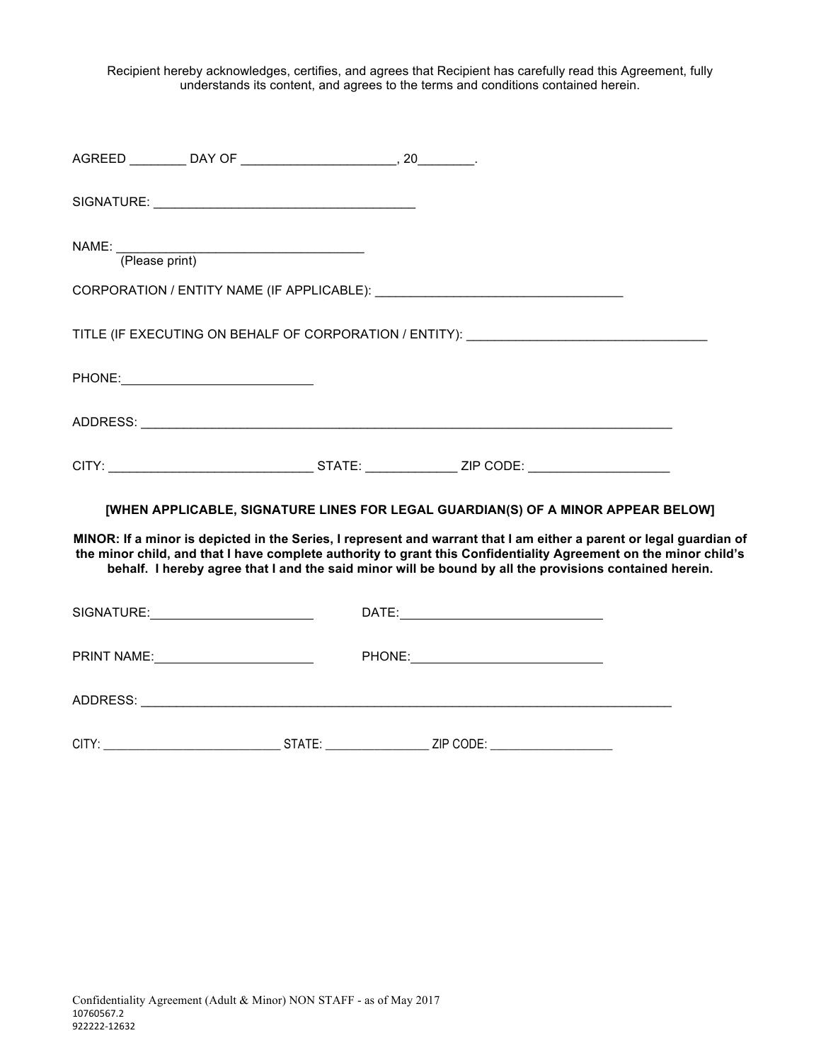Recipient hereby acknowledges, certifies, and agrees that Recipient has carefully read this Agreement, fully understands its content, and agrees to the terms and conditions contained herein.

AGREED ________ DAY OF ______________________, 20________.

SIGNATURE: _____________________________________

NAME: __________________________________
(Please print)

CORPORATION / ENTITY NAME (IF APPLICABLE): ___________________________________

TITLE (IF EXECUTING ON BEHALF OF CORPORATION / ENTITY): __________________________________

PHONE: ___________________________

ADDRESS: ____________________________________________________________________________

CITY: ____________________________ STATE: _____________ ZIP CODE: ____________________

**[WHEN APPLICABLE, SIGNATURE LINES FOR LEGAL GUARDIAN(S) OF A MINOR APPEAR BELOW]**

**MINOR: If a minor is depicted in the Series, I represent and warrant that I am either a parent or legal guardian of the minor child, and that I have complete authority to grant this Confidentiality Agreement on the minor child's behalf. I hereby agree that I and the said minor will be bound by all the provisions contained herein.**

SIGNATURE: _______________________ DATE: ____________________________

PRINT NAME: ______________________ PHONE: ___________________________

ADDRESS: ____________________________________________________________________________

CITY: ____________________________ STATE: ________________ ZIP CODE: ____________________

Confidentiality Agreement (Adult & Minor) NON STAFF - as of May 2017
10760567.2
922222-12632